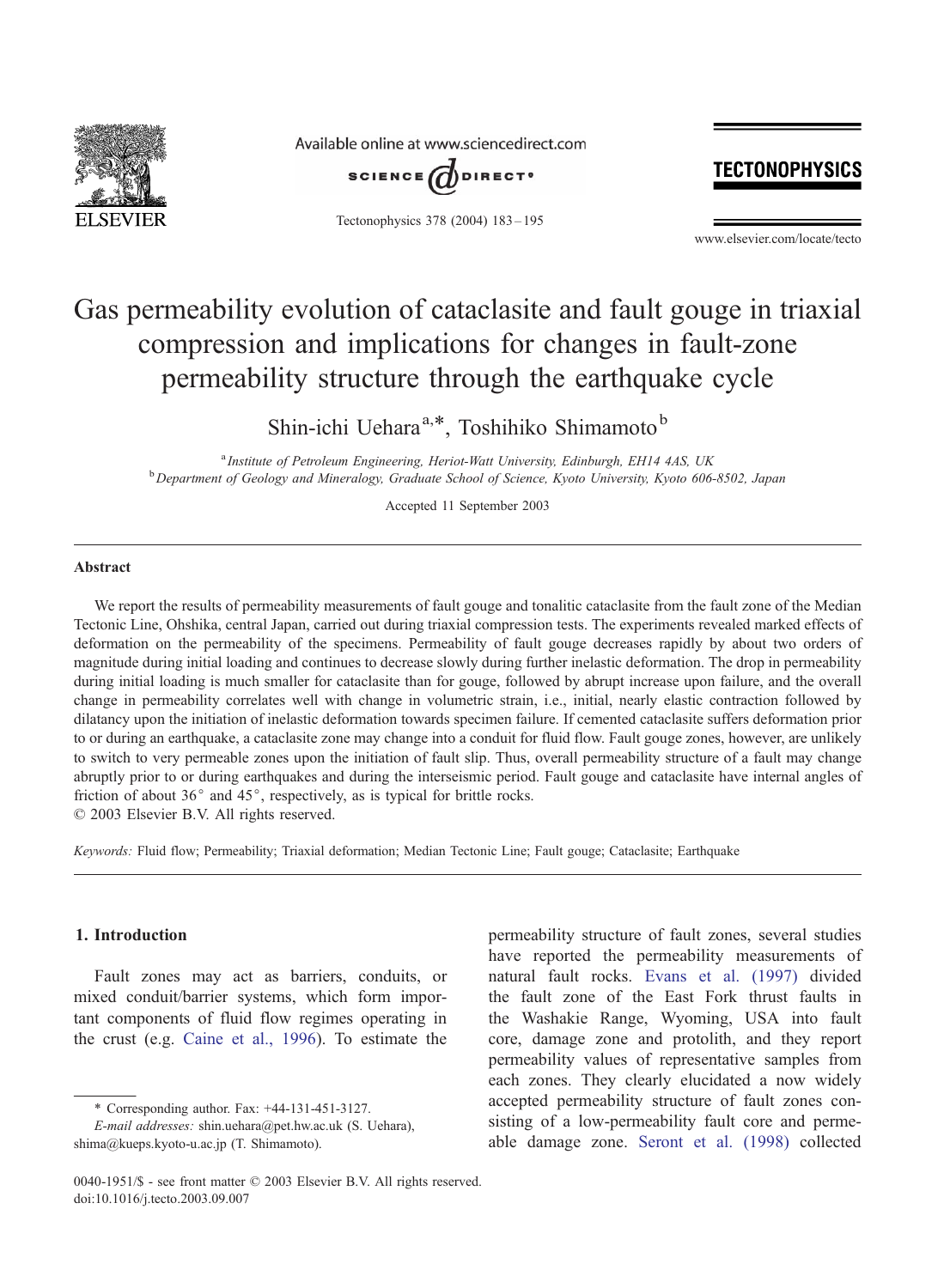# Gas permeability evolution of cataclasite and fault gouge in triaxial compression and implications for changes in fault-zone permeability structure through the earthquake cycle

Shin-ichi Uehara[a,*], Toshihiko Shimamoto[b]

[a] *Institute of Petroleum Engineering, Heriot-Watt University, Edinburgh, EH14 4AS, UK*
[b] *Department of Geology and Mineralogy, Graduate School of Science, Kyoto University, Kyoto 606-8502, Japan*

Accepted 11 September 2003

## Abstract

We report the results of permeability measurements of fault gouge and tonalitic cataclasite from the fault zone of the Median Tectonic Line, Ohshika, central Japan, carried out during triaxial compression tests. The experiments revealed marked effects of deformation on the permeability of the specimens. Permeability of fault gouge decreases rapidly by about two orders of magnitude during initial loading and continues to decrease slowly during further inelastic deformation. The drop in permeability during initial loading is much smaller for cataclasite than for gouge, followed by abrupt increase upon failure, and the overall change in permeability correlates well with change in volumetric strain, i.e., initial, nearly elastic contraction followed by dilatancy upon the initiation of inelastic deformation towards specimen failure. If cemented cataclasite suffers deformation prior to or during an earthquake, a cataclasite zone may change into a conduit for fluid flow. Fault gouge zones, however, are unlikely to switch to very permeable zones upon the initiation of fault slip. Thus, overall permeability structure of a fault may change abruptly prior to or during earthquakes and during the interseismic period. Fault gouge and cataclasite have internal angles of friction of about 36° and 45°, respectively, as is typical for brittle rocks.

© 2003 Elsevier B.V. All rights reserved.

*Keywords:* Fluid flow; Permeability; Triaxial deformation; Median Tectonic Line; Fault gouge; Cataclasite; Earthquake

## 1. Introduction

Fault zones may act as barriers, conduits, or mixed conduit/barrier systems, which form important components of fluid flow regimes operating in the crust (e.g. Caine et al., 1996). To estimate the permeability structure of fault zones, several studies have reported the permeability measurements of natural fault rocks. Evans et al. (1997) divided the fault zone of the East Fork thrust faults in the Washakie Range, Wyoming, USA into fault core, damage zone and protolith, and they report permeability values of representative samples from each zones. They clearly elucidated a now widely accepted permeability structure of fault zones consisting of a low-permeability fault core and permeable damage zone. Seront et al. (1998) collected

\* Corresponding author. Fax: +44-131-451-3127.
*E-mail addresses:* shin.uehara@pet.hw.ac.uk (S. Uehara), shima@kueps.kyoto-u.ac.jp (T. Shimamoto).

0040-1951/$ - see front matter © 2003 Elsevier B.V. All rights reserved.
doi:10.1016/j.tecto.2003.09.007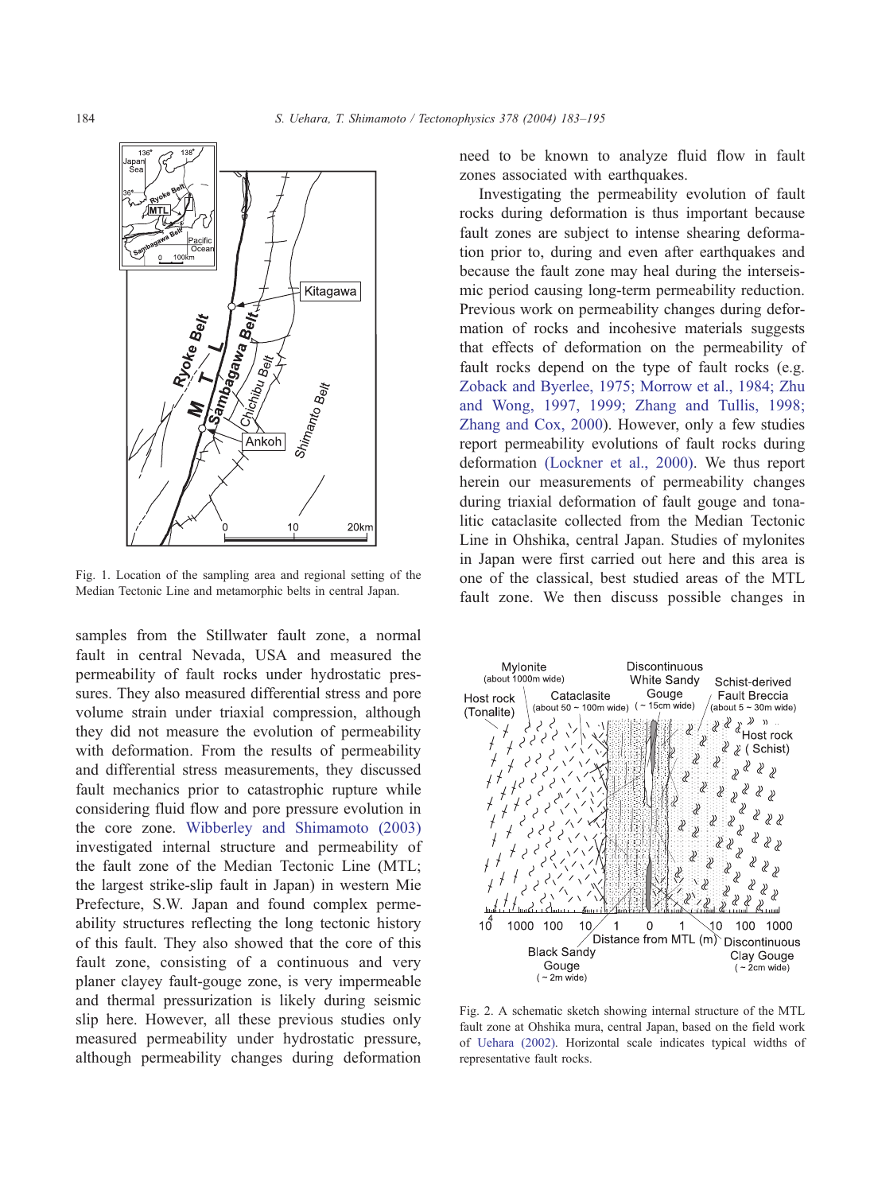Fig. 1. Location of the sampling area and regional setting of the Median Tectonic Line and metamorphic belts in central Japan.

samples from the Stillwater fault zone, a normal fault in central Nevada, USA and measured the permeability of fault rocks under hydrostatic pressures. They also measured differential stress and pore volume strain under triaxial compression, although they did not measure the evolution of permeability with deformation. From the results of permeability and differential stress measurements, they discussed fault mechanics prior to catastrophic rupture while considering fluid flow and pore pressure evolution in the core zone. Wibberley and Shimamoto (2003) investigated internal structure and permeability of the fault zone of the Median Tectonic Line (MTL; the largest strike-slip fault in Japan) in western Mie Prefecture, S.W. Japan and found complex permeability structures reflecting the long tectonic history of this fault. They also showed that the core of this fault zone, consisting of a continuous and very planer clayey fault-gouge zone, is very impermeable and thermal pressurization is likely during seismic slip here. However, all these previous studies only measured permeability under hydrostatic pressure, although permeability changes during deformation need to be known to analyze fluid flow in fault zones associated with earthquakes.

Investigating the permeability evolution of fault rocks during deformation is thus important because fault zones are subject to intense shearing deformation prior to, during and even after earthquakes and because the fault zone may heal during the interseismic period causing long-term permeability reduction. Previous work on permeability changes during deformation of rocks and incohesive materials suggests that effects of deformation on the permeability of fault rocks depend on the type of fault rocks (e.g. Zoback and Byerlee, 1975; Morrow et al., 1984; Zhu and Wong, 1997, 1999; Zhang and Tullis, 1998; Zhang and Cox, 2000). However, only a few studies report permeability evolutions of fault rocks during deformation (Lockner et al., 2000). We thus report herein our measurements of permeability changes during triaxial deformation of fault gouge and tonalitic cataclasite collected from the Median Tectonic Line in Ohshika, central Japan. Studies of mylonites in Japan were first carried out here and this area is one of the classical, best studied areas of the MTL fault zone. We then discuss possible changes in

Fig. 2. A schematic sketch showing internal structure of the MTL fault zone at Ohshika mura, central Japan, based on the field work of Uehara (2002). Horizontal scale indicates typical widths of representative fault rocks.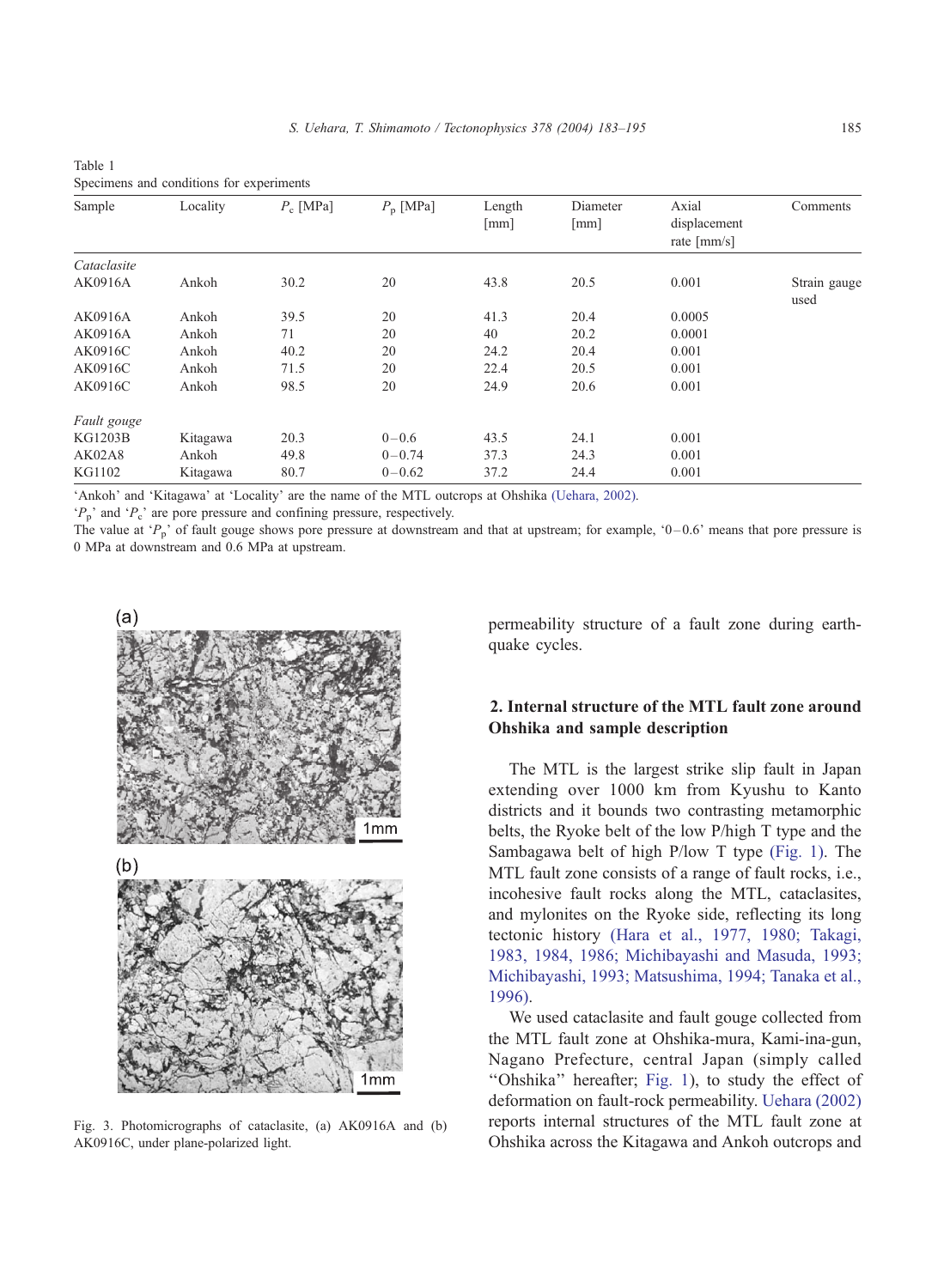Table 1
Specimens and conditions for experiments

| Sample | Locality | $P_c$ [MPa] | $P_p$ [MPa] | Length [mm] | Diameter [mm] | Axial displacement rate [mm/s] | Comments |
|---|---|---|---|---|---|---|---|
| *Cataclasite* | | | | | | | |
| AK0916A | Ankoh | 30.2 | 20 | 43.8 | 20.5 | 0.001 | Strain gauge used |
| AK0916A | Ankoh | 39.5 | 20 | 41.3 | 20.4 | 0.0005 | |
| AK0916A | Ankoh | 71 | 20 | 40 | 20.2 | 0.0001 | |
| AK0916C | Ankoh | 40.2 | 20 | 24.2 | 20.4 | 0.001 | |
| AK0916C | Ankoh | 71.5 | 20 | 22.4 | 20.5 | 0.001 | |
| AK0916C | Ankoh | 98.5 | 20 | 24.9 | 20.6 | 0.001 | |
| *Fault gouge* | | | | | | | |
| KG1203B | Kitagawa | 20.3 | 0–0.6 | 43.5 | 24.1 | 0.001 | |
| AK02A8 | Ankoh | 49.8 | 0–0.74 | 37.3 | 24.3 | 0.001 | |
| KG1102 | Kitagawa | 80.7 | 0–0.62 | 37.2 | 24.4 | 0.001 | |

'Ankoh' and 'Kitagawa' at 'Locality' are the name of the MTL outcrops at Ohshika (Uehara, 2002).

'$P_p$' and '$P_c$' are pore pressure and confining pressure, respectively.

The value at '$P_p$' of fault gouge shows pore pressure at downstream and that at upstream; for example, '0–0.6' means that pore pressure is 0 MPa at downstream and 0.6 MPa at upstream.

Fig. 3. Photomicrographs of cataclasite, (a) AK0916A and (b) AK0916C, under plane-polarized light.

permeability structure of a fault zone during earthquake cycles.

## 2. Internal structure of the MTL fault zone around Ohshika and sample description

The MTL is the largest strike slip fault in Japan extending over 1000 km from Kyushu to Kanto districts and it bounds two contrasting metamorphic belts, the Ryoke belt of the low P/high T type and the Sambagawa belt of high P/low T type (Fig. 1). The MTL fault zone consists of a range of fault rocks, i.e., incohesive fault rocks along the MTL, cataclasites, and mylonites on the Ryoke side, reflecting its long tectonic history (Hara et al., 1977, 1980; Takagi, 1983, 1984, 1986; Michibayashi and Masuda, 1993; Michibayashi, 1993; Matsushima, 1994; Tanaka et al., 1996).

We used cataclasite and fault gouge collected from the MTL fault zone at Ohshika-mura, Kami-ina-gun, Nagano Prefecture, central Japan (simply called "Ohshika" hereafter; Fig. 1), to study the effect of deformation on fault-rock permeability. Uehara (2002) reports internal structures of the MTL fault zone at Ohshika across the Kitagawa and Ankoh outcrops and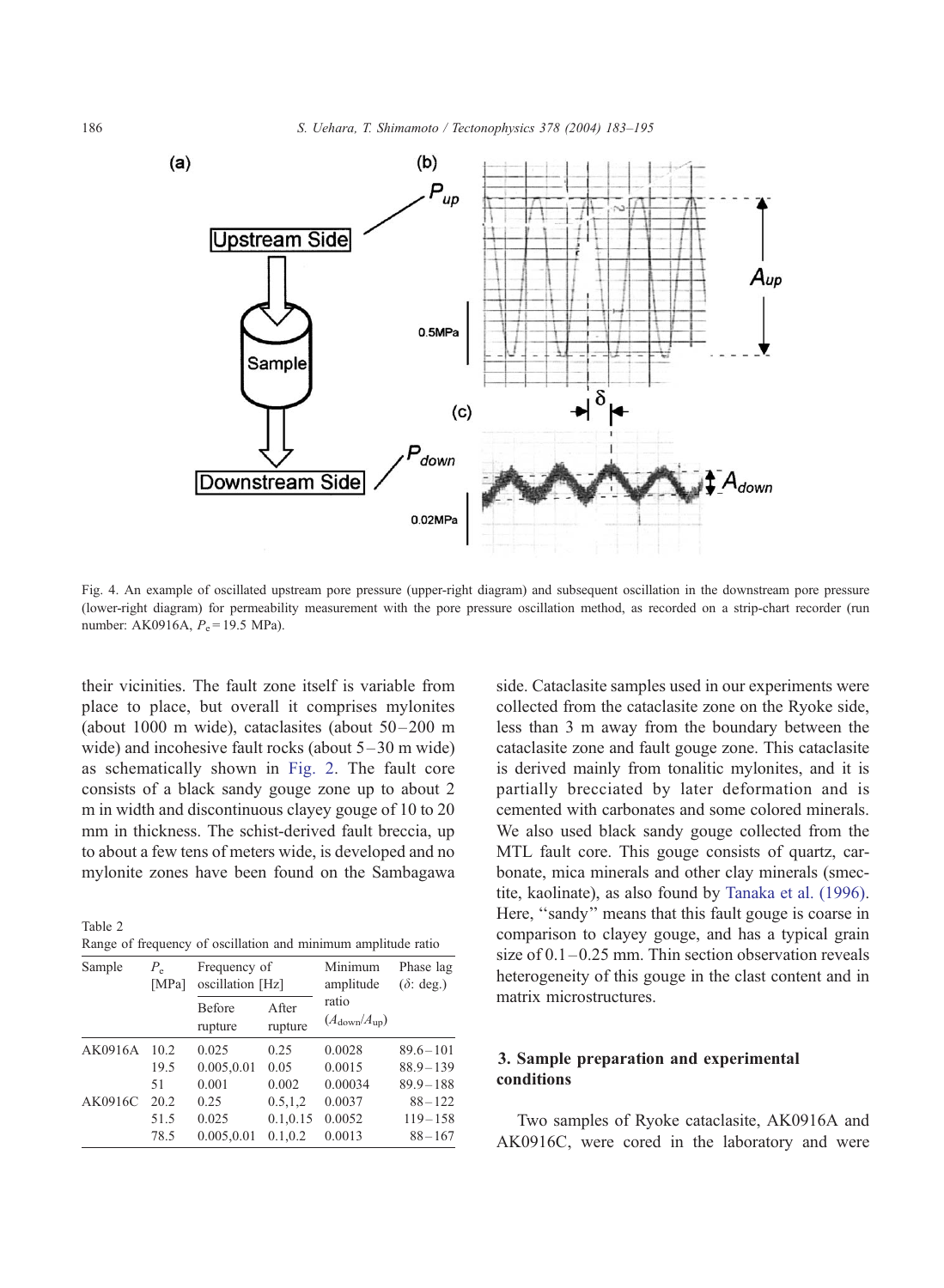Fig. 4. An example of oscillated upstream pore pressure (upper-right diagram) and subsequent oscillation in the downstream pore pressure (lower-right diagram) for permeability measurement with the pore pressure oscillation method, as recorded on a strip-chart recorder (run number: AK0916A, $P_e = 19.5$ MPa).

their vicinities. The fault zone itself is variable from place to place, but overall it comprises mylonites (about 1000 m wide), cataclasites (about 50–200 m wide) and incohesive fault rocks (about 5–30 m wide) as schematically shown in Fig. 2. The fault core consists of a black sandy gouge zone up to about 2 m in width and discontinuous clayey gouge of 10 to 20 mm in thickness. The schist-derived fault breccia, up to about a few tens of meters wide, is developed and no mylonite zones have been found on the Sambagawa side. Cataclasite samples used in our experiments were collected from the cataclasite zone on the Ryoke side, less than 3 m away from the boundary between the cataclasite zone and fault gouge zone. This cataclasite is derived mainly from tonalitic mylonites, and it is partially brecciated by later deformation and is cemented with carbonates and some colored minerals. We also used black sandy gouge collected from the MTL fault core. This gouge consists of quartz, carbonate, mica minerals and other clay minerals (smectite, kaolinate), as also found by Tanaka et al. (1996). Here, "sandy" means that this fault gouge is coarse in comparison to clayey gouge, and has a typical grain size of 0.1–0.25 mm. Thin section observation reveals heterogeneity of this gouge in the clast content and in matrix microstructures.

Table 2
Range of frequency of oscillation and minimum amplitude ratio

| Sample | $P_e$ [MPa] | Frequency of oscillation [Hz] | | Minimum amplitude ratio ($A_{down}/A_{up}$) | Phase lag ($\delta$: deg.) |
|---|---|---|---|---|---|
| | | Before rupture | After rupture | | |
| AK0916A | 10.2 | 0.025 | 0.25 | 0.0028 | 89.6–101 |
| | 19.5 | 0.005,0.01 | 0.05 | 0.0015 | 88.9–139 |
| | 51 | 0.001 | 0.002 | 0.00034 | 89.9–188 |
| AK0916C | 20.2 | 0.25 | 0.5,1,2 | 0.0037 | 88–122 |
| | 51.5 | 0.025 | 0.1,0.15 | 0.0052 | 119–158 |
| | 78.5 | 0.005,0.01 | 0.1,0.2 | 0.0013 | 88–167 |

## 3. Sample preparation and experimental conditions

Two samples of Ryoke cataclasite, AK0916A and AK0916C, were cored in the laboratory and were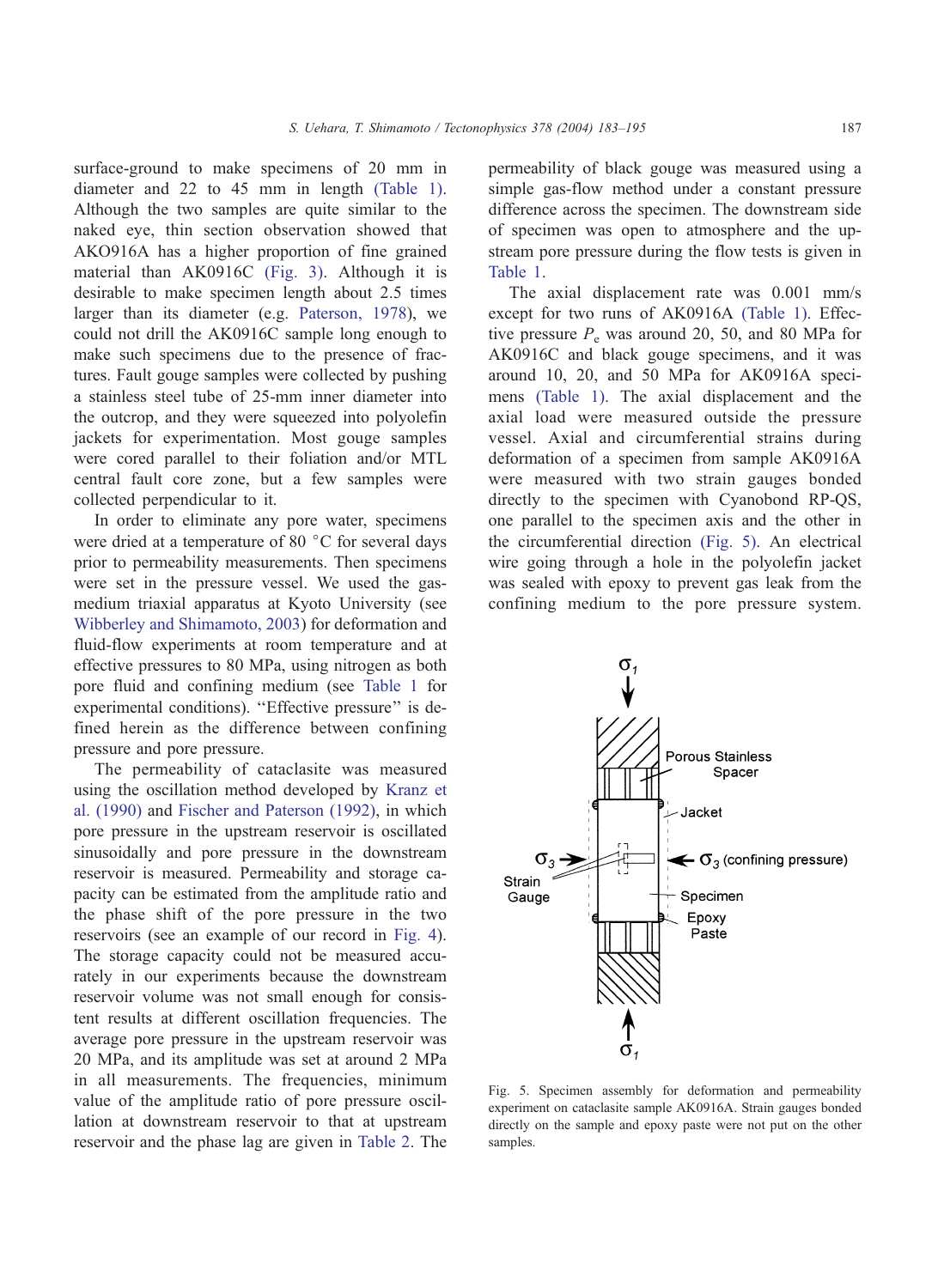surface-ground to make specimens of 20 mm in diameter and 22 to 45 mm in length (Table 1). Although the two samples are quite similar to the naked eye, thin section observation showed that AKO916A has a higher proportion of fine grained material than AK0916C (Fig. 3). Although it is desirable to make specimen length about 2.5 times larger than its diameter (e.g. Paterson, 1978), we could not drill the AK0916C sample long enough to make such specimens due to the presence of fractures. Fault gouge samples were collected by pushing a stainless steel tube of 25-mm inner diameter into the outcrop, and they were squeezed into polyolefin jackets for experimentation. Most gouge samples were cored parallel to their foliation and/or MTL central fault core zone, but a few samples were collected perpendicular to it.

In order to eliminate any pore water, specimens were dried at a temperature of 80 °C for several days prior to permeability measurements. Then specimens were set in the pressure vessel. We used the gas-medium triaxial apparatus at Kyoto University (see Wibberley and Shimamoto, 2003) for deformation and fluid-flow experiments at room temperature and at effective pressures to 80 MPa, using nitrogen as both pore fluid and confining medium (see Table 1 for experimental conditions). "Effective pressure" is defined herein as the difference between confining pressure and pore pressure.

The permeability of cataclasite was measured using the oscillation method developed by Kranz et al. (1990) and Fischer and Paterson (1992), in which pore pressure in the upstream reservoir is oscillated sinusoidally and pore pressure in the downstream reservoir is measured. Permeability and storage capacity can be estimated from the amplitude ratio and the phase shift of the pore pressure in the two reservoirs (see an example of our record in Fig. 4). The storage capacity could not be measured accurately in our experiments because the downstream reservoir volume was not small enough for consistent results at different oscillation frequencies. The average pore pressure in the upstream reservoir was 20 MPa, and its amplitude was set at around 2 MPa in all measurements. The frequencies, minimum value of the amplitude ratio of pore pressure oscillation at downstream reservoir to that at upstream reservoir and the phase lag are given in Table 2. The permeability of black gouge was measured using a simple gas-flow method under a constant pressure difference across the specimen. The downstream side of specimen was open to atmosphere and the upstream pore pressure during the flow tests is given in Table 1.

The axial displacement rate was 0.001 mm/s except for two runs of AK0916A (Table 1). Effective pressure $P_e$ was around 20, 50, and 80 MPa for AK0916C and black gouge specimens, and it was around 10, 20, and 50 MPa for AK0916A specimens (Table 1). The axial displacement and the axial load were measured outside the pressure vessel. Axial and circumferential strains during deformation of a specimen from sample AK0916A were measured with two strain gauges bonded directly to the specimen with Cyanobond RP-QS, one parallel to the specimen axis and the other in the circumferential direction (Fig. 5). An electrical wire going through a hole in the polyolefin jacket was sealed with epoxy to prevent gas leak from the confining medium to the pore pressure system.

Fig. 5. Specimen assembly for deformation and permeability experiment on cataclasite sample AK0916A. Strain gauges bonded directly on the sample and epoxy paste were not put on the other samples.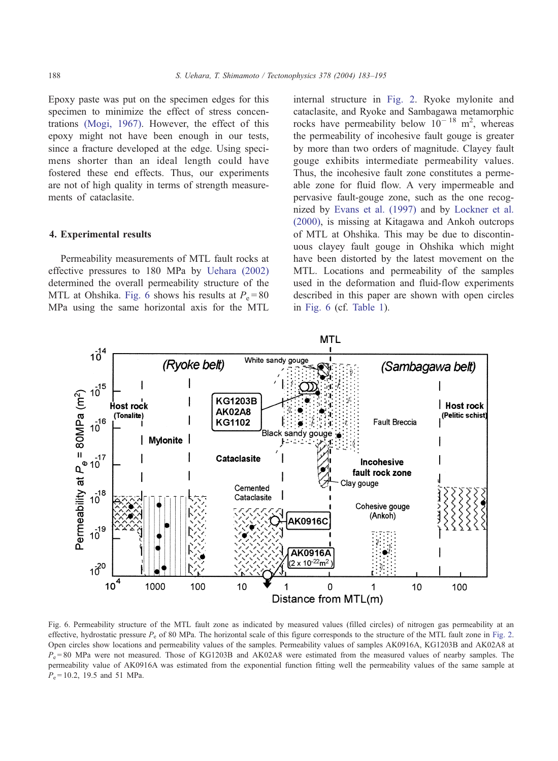Epoxy paste was put on the specimen edges for this specimen to minimize the effect of stress concentrations (Mogi, 1967). However, the effect of this epoxy might not have been enough in our tests, since a fracture developed at the edge. Using specimens shorter than an ideal length could have fostered these end effects. Thus, our experiments are not of high quality in terms of strength measurements of cataclasite.

## 4. Experimental results

Permeability measurements of MTL fault rocks at effective pressures to 180 MPa by Uehara (2002) determined the overall permeability structure of the MTL at Ohshika. Fig. 6 shows his results at $P_e = 80$ MPa using the same horizontal axis for the MTL internal structure in Fig. 2. Ryoke mylonite and cataclasite, and Ryoke and Sambagawa metamorphic rocks have permeability below $10^{-18}$ m$^2$, whereas the permeability of incohesive fault gouge is greater by more than two orders of magnitude. Clayey fault gouge exhibits intermediate permeability values. Thus, the incohesive fault zone constitutes a permeable zone for fluid flow. A very impermeable and pervasive fault-gouge zone, such as the one recognized by Evans et al. (1997) and by Lockner et al. (2000), is missing at Kitagawa and Ankoh outcrops of MTL at Ohshika. This may be due to discontinuous clayey fault gouge in Ohshika which might have been distorted by the latest movement on the MTL. Locations and permeability of the samples used in the deformation and fluid-flow experiments described in this paper are shown with open circles in Fig. 6 (cf. Table 1).

Fig. 6. Permeability structure of the MTL fault zone as indicated by measured values (filled circles) of nitrogen gas permeability at an effective, hydrostatic pressure $P_e$ of 80 MPa. The horizontal scale of this figure corresponds to the structure of the MTL fault zone in Fig. 2. Open circles show locations and permeability values of the samples. Permeability values of samples AK0916A, KG1203B and AK02A8 at $P_e = 80$ MPa were not measured. Those of KG1203B and AK02A8 were estimated from the measured values of nearby samples. The permeability value of AK0916A was estimated from the exponential function fitting well the permeability values of the same sample at $P_e = 10.2$, 19.5 and 51 MPa.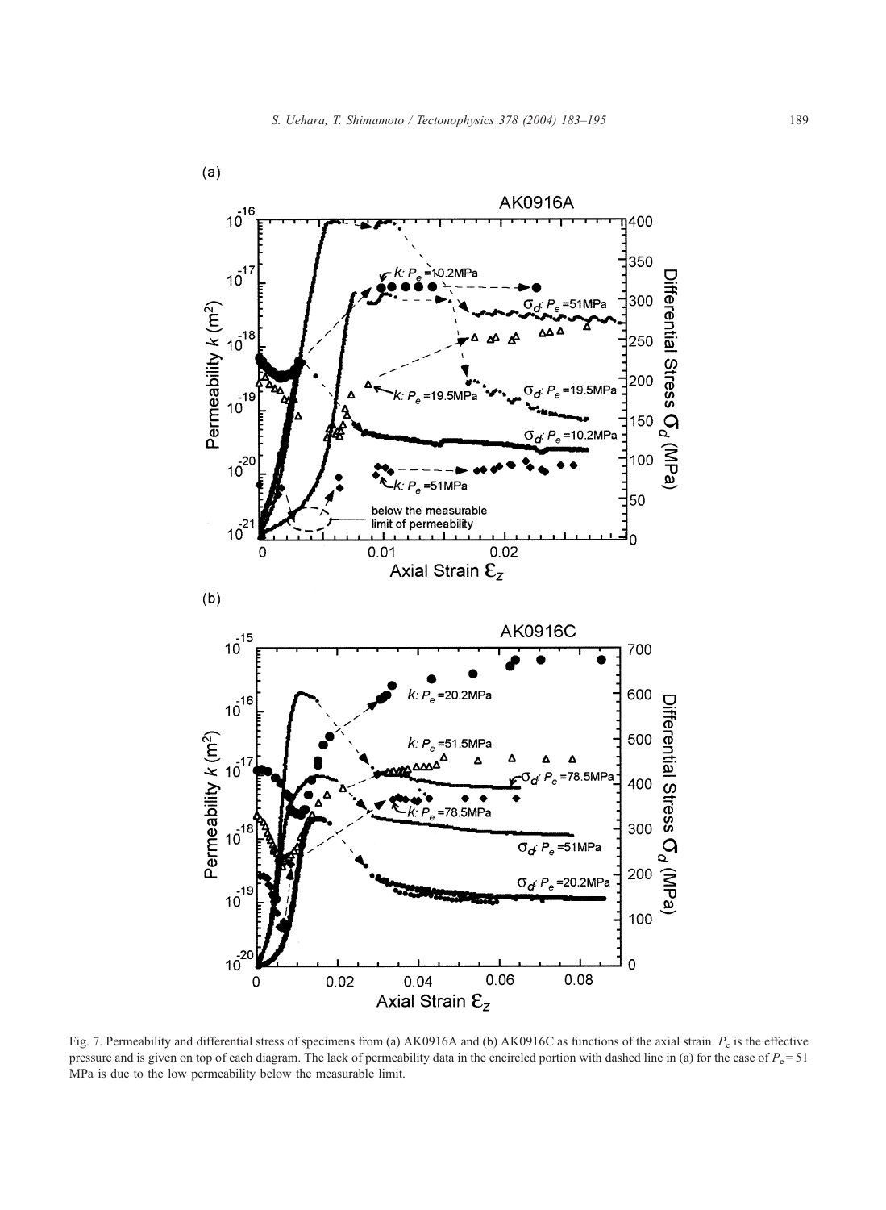Fig. 7. Permeability and differential stress of specimens from (a) AK0916A and (b) AK0916C as functions of the axial strain. $P_e$ is the effective pressure and is given on top of each diagram. The lack of permeability data in the encircled portion with dashed line in (a) for the case of $P_e = 51$ MPa is due to the low permeability below the measurable limit.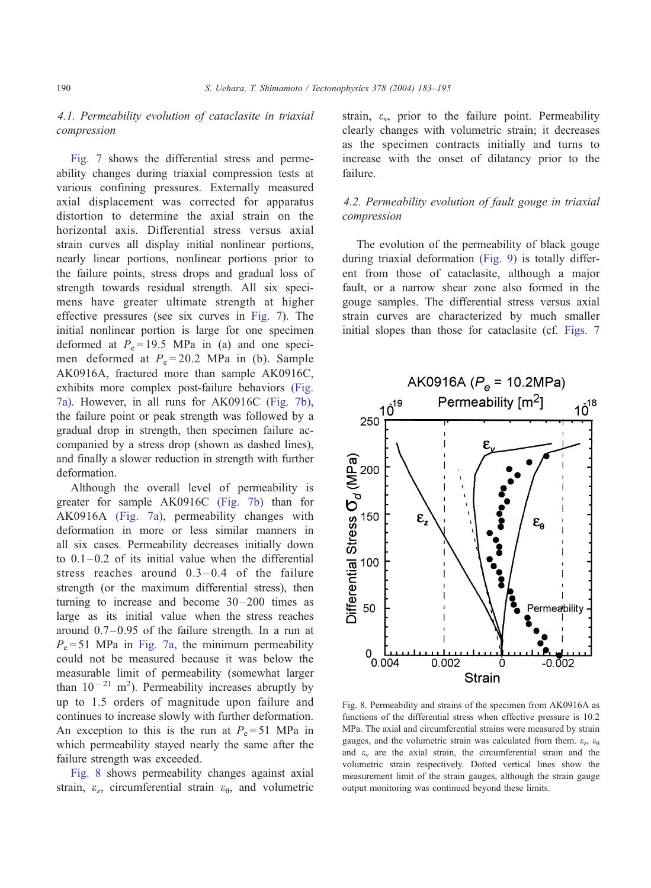### 4.1. Permeability evolution of cataclasite in triaxial compression

Fig. 7 shows the differential stress and permeability changes during triaxial compression tests at various confining pressures. Externally measured axial displacement was corrected for apparatus distortion to determine the axial strain on the horizontal axis. Differential stress versus axial strain curves all display initial nonlinear portions, nearly linear portions, nonlinear portions prior to the failure points, stress drops and gradual loss of strength towards residual strength. All six specimens have greater ultimate strength at higher effective pressures (see six curves in Fig. 7). The initial nonlinear portion is large for one specimen deformed at $P_e = 19.5$ MPa in (a) and one specimen deformed at $P_e = 20.2$ MPa in (b). Sample AK0916A, fractured more than sample AK0916C, exhibits more complex post-failure behaviors (Fig. 7a). However, in all runs for AK0916C (Fig. 7b), the failure point or peak strength was followed by a gradual drop in strength, then specimen failure accompanied by a stress drop (shown as dashed lines), and finally a slower reduction in strength with further deformation.

Although the overall level of permeability is greater for sample AK0916C (Fig. 7b) than for AK0916A (Fig. 7a), permeability changes with deformation in more or less similar manners in all six cases. Permeability decreases initially down to 0.1–0.2 of its initial value when the differential stress reaches around 0.3–0.4 of the failure strength (or the maximum differential stress), then turning to increase and become 30–200 times as large as its initial value when the stress reaches around 0.7–0.95 of the failure strength. In a run at $P_e = 51$ MPa in Fig. 7a, the minimum permeability could not be measured because it was below the measurable limit of permeability (somewhat larger than $10^{-21}$ m$^2$). Permeability increases abruptly by up to 1.5 orders of magnitude upon failure and continues to increase slowly with further deformation. An exception to this is the run at $P_e = 51$ MPa in which permeability stayed nearly the same after the failure strength was exceeded.

Fig. 8 shows permeability changes against axial strain, $\varepsilon_z$, circumferential strain $\varepsilon_\theta$, and volumetric strain, $\varepsilon_v$, prior to the failure point. Permeability clearly changes with volumetric strain; it decreases as the specimen contracts initially and turns to increase with the onset of dilatancy prior to the failure.

### 4.2. Permeability evolution of fault gouge in triaxial compression

The evolution of the permeability of black gouge during triaxial deformation (Fig. 9) is totally different from those of cataclasite, although a major fault, or a narrow shear zone also formed in the gouge samples. The differential stress versus axial strain curves are characterized by much smaller initial slopes than those for cataclasite (cf. Figs. 7

Fig. 8. Permeability and strains of the specimen from AK0916A as functions of the differential stress when effective pressure is 10.2 MPa. The axial and circumferential strains were measured by strain gauges, and the volumetric strain was calculated from them. $\varepsilon_z$, $\varepsilon_\theta$ and $\varepsilon_v$ are the axial strain, the circumferential strain and the volumetric strain respectively. Dotted vertical lines show the measurement limit of the strain gauges, although the strain gauge output monitoring was continued beyond these limits.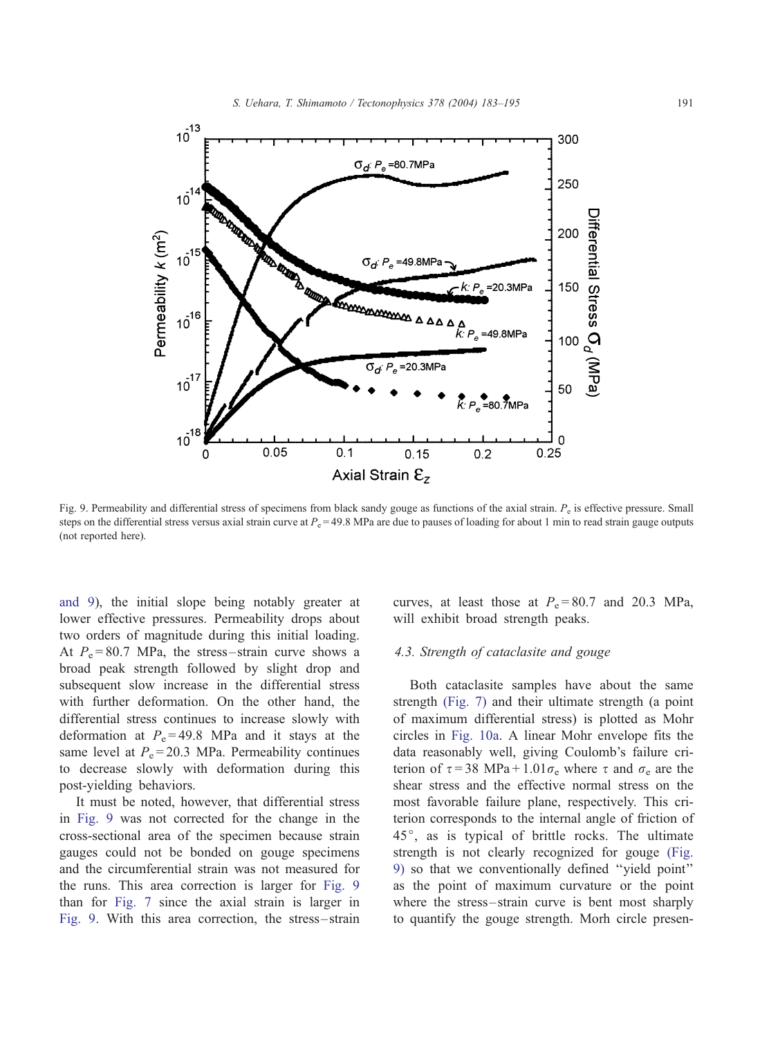Fig. 9. Permeability and differential stress of specimens from black sandy gouge as functions of the axial strain. $P_e$ is effective pressure. Small steps on the differential stress versus axial strain curve at $P_e = 49.8$ MPa are due to pauses of loading for about 1 min to read strain gauge outputs (not reported here).

and 9), the initial slope being notably greater at lower effective pressures. Permeability drops about two orders of magnitude during this initial loading. At $P_e = 80.7$ MPa, the stress–strain curve shows a broad peak strength followed by slight drop and subsequent slow increase in the differential stress with further deformation. On the other hand, the differential stress continues to increase slowly with deformation at $P_e = 49.8$ MPa and it stays at the same level at $P_e = 20.3$ MPa. Permeability continues to decrease slowly with deformation during this post-yielding behaviors.

It must be noted, however, that differential stress in Fig. 9 was not corrected for the change in the cross-sectional area of the specimen because strain gauges could not be bonded on gouge specimens and the circumferential strain was not measured for the runs. This area correction is larger for Fig. 9 than for Fig. 7 since the axial strain is larger in Fig. 9. With this area correction, the stress–strain curves, at least those at $P_e = 80.7$ and 20.3 MPa, will exhibit broad strength peaks.

### 4.3. Strength of cataclasite and gouge

Both cataclasite samples have about the same strength (Fig. 7) and their ultimate strength (a point of maximum differential stress) is plotted as Mohr circles in Fig. 10a. A linear Mohr envelope fits the data reasonably well, giving Coulomb's failure criterion of $\tau = 38\ \text{MPa} + 1.01\sigma_e$ where $\tau$ and $\sigma_e$ are the shear stress and the effective normal stress on the most favorable failure plane, respectively. This criterion corresponds to the internal angle of friction of 45°, as is typical of brittle rocks. The ultimate strength is not clearly recognized for gouge (Fig. 9) so that we conventionally defined "yield point" as the point of maximum curvature or the point where the stress–strain curve is bent most sharply to quantify the gouge strength. Morh circle presen-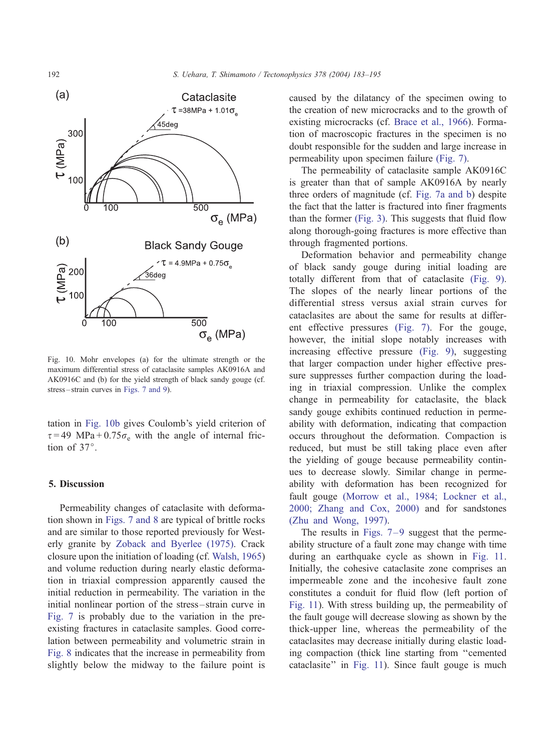Fig. 10. Mohr envelopes (a) for the ultimate strength or the maximum differential stress of cataclasite samples AK0916A and AK0916C and (b) for the yield strength of black sandy gouge (cf. stress–strain curves in Figs. 7 and 9).

tation in Fig. 10b gives Coulomb's yield criterion of $\tau = 49$ MPa $+ 0.75\sigma_e$ with the angle of internal friction of 37°.

## 5. Discussion

Permeability changes of cataclasite with deformation shown in Figs. 7 and 8 are typical of brittle rocks and are similar to those reported previously for Westerly granite by Zoback and Byerlee (1975). Crack closure upon the initiation of loading (cf. Walsh, 1965) and volume reduction during nearly elastic deformation in triaxial compression apparently caused the initial reduction in permeability. The variation in the initial nonlinear portion of the stress–strain curve in Fig. 7 is probably due to the variation in the preexisting fractures in cataclasite samples. Good correlation between permeability and volumetric strain in Fig. 8 indicates that the increase in permeability from slightly below the midway to the failure point is caused by the dilatancy of the specimen owing to the creation of new microcracks and to the growth of existing microcracks (cf. Brace et al., 1966). Formation of macroscopic fractures in the specimen is no doubt responsible for the sudden and large increase in permeability upon specimen failure (Fig. 7).

The permeability of cataclasite sample AK0916C is greater than that of sample AK0916A by nearly three orders of magnitude (cf. Fig. 7a and b) despite the fact that the latter is fractured into finer fragments than the former (Fig. 3). This suggests that fluid flow along thorough-going fractures is more effective than through fragmented portions.

Deformation behavior and permeability change of black sandy gouge during initial loading are totally different from that of cataclasite (Fig. 9). The slopes of the nearly linear portions of the differential stress versus axial strain curves for cataclasites are about the same for results at different effective pressures (Fig. 7). For the gouge, however, the initial slope notably increases with increasing effective pressure (Fig. 9), suggesting that larger compaction under higher effective pressure suppresses further compaction during the loading in triaxial compression. Unlike the complex change in permeability for cataclasite, the black sandy gouge exhibits continued reduction in permeability with deformation, indicating that compaction occurs throughout the deformation. Compaction is reduced, but must be still taking place even after the yielding of gouge because permeability continues to decrease slowly. Similar change in permeability with deformation has been recognized for fault gouge (Morrow et al., 1984; Lockner et al., 2000; Zhang and Cox, 2000) and for sandstones (Zhu and Wong, 1997).

The results in Figs. 7–9 suggest that the permeability structure of a fault zone may change with time during an earthquake cycle as shown in Fig. 11. Initially, the cohesive cataclasite zone comprises an impermeable zone and the incohesive fault zone constitutes a conduit for fluid flow (left portion of Fig. 11). With stress building up, the permeability of the fault gouge will decrease slowly as shown by the thick-upper line, whereas the permeability of the cataclasites may decrease initially during elastic loading compaction (thick line starting from "cemented cataclasite" in Fig. 11). Since fault gouge is much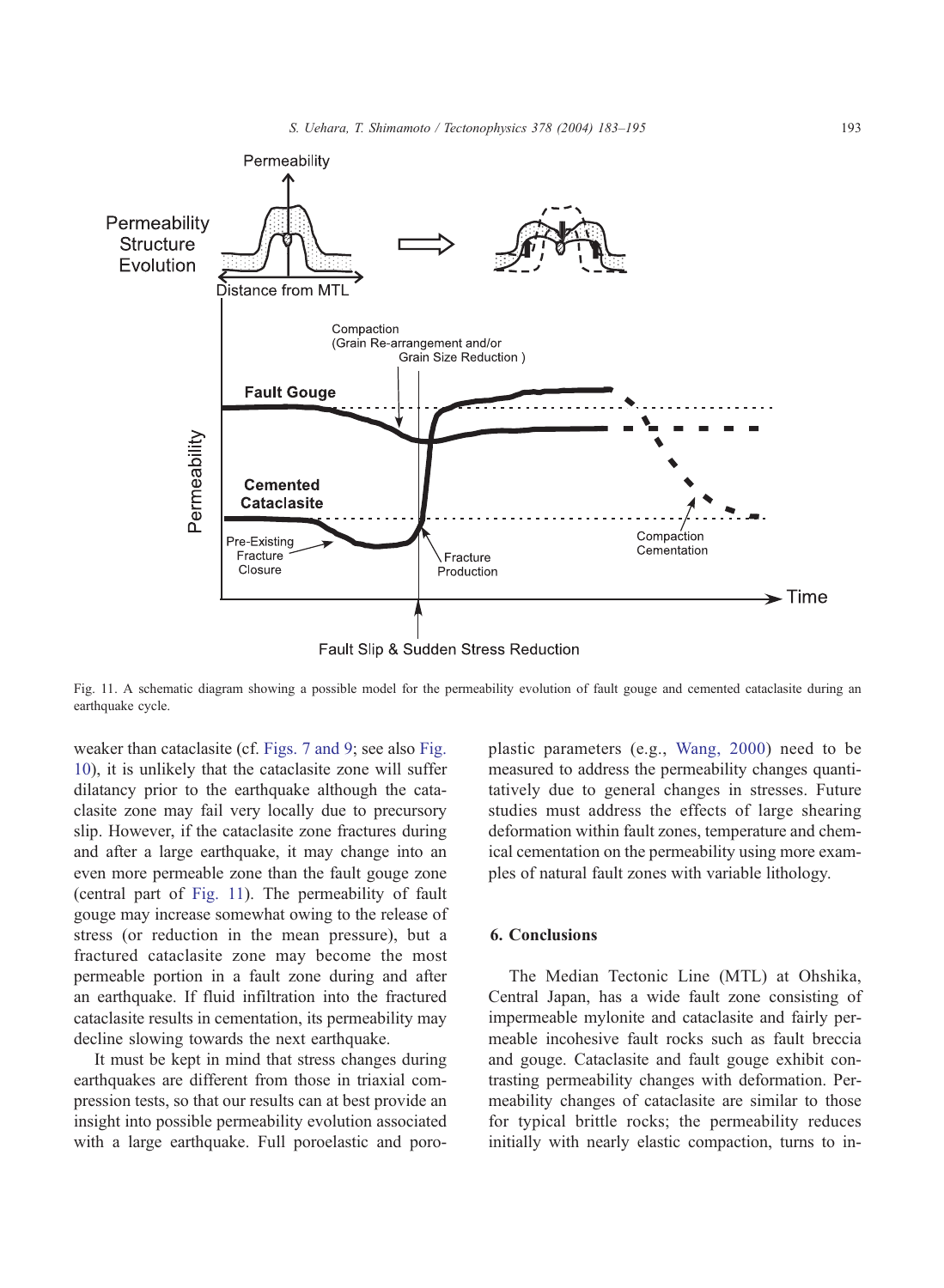Fig. 11. A schematic diagram showing a possible model for the permeability evolution of fault gouge and cemented cataclasite during an earthquake cycle.

weaker than cataclasite (cf. Figs. 7 and 9; see also Fig. 10), it is unlikely that the cataclasite zone will suffer dilatancy prior to the earthquake although the cataclasite zone may fail very locally due to precursory slip. However, if the cataclasite zone fractures during and after a large earthquake, it may change into an even more permeable zone than the fault gouge zone (central part of Fig. 11). The permeability of fault gouge may increase somewhat owing to the release of stress (or reduction in the mean pressure), but a fractured cataclasite zone may become the most permeable portion in a fault zone during and after an earthquake. If fluid infiltration into the fractured cataclasite results in cementation, its permeability may decline slowing towards the next earthquake.

It must be kept in mind that stress changes during earthquakes are different from those in triaxial compression tests, so that our results can at best provide an insight into possible permeability evolution associated with a large earthquake. Full poroelastic and poroplastic parameters (e.g., Wang, 2000) need to be measured to address the permeability changes quantitatively due to general changes in stresses. Future studies must address the effects of large shearing deformation within fault zones, temperature and chemical cementation on the permeability using more examples of natural fault zones with variable lithology.

## 6. Conclusions

The Median Tectonic Line (MTL) at Ohshika, Central Japan, has a wide fault zone consisting of impermeable mylonite and cataclasite and fairly permeable incohesive fault rocks such as fault breccia and gouge. Cataclasite and fault gouge exhibit contrasting permeability changes with deformation. Permeability changes of cataclasite are similar to those for typical brittle rocks; the permeability reduces initially with nearly elastic compaction, turns to in-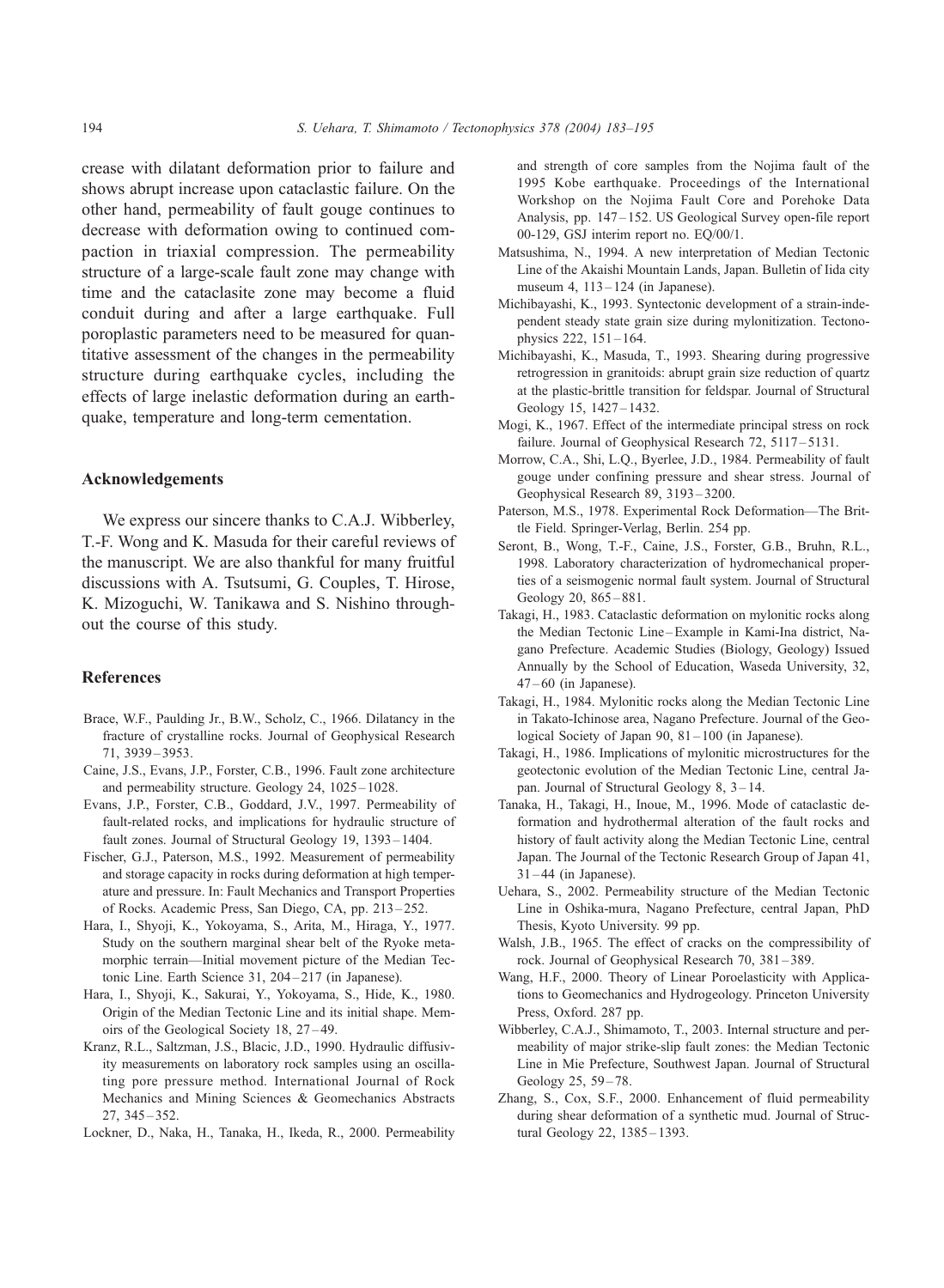crease with dilatant deformation prior to failure and shows abrupt increase upon cataclastic failure. On the other hand, permeability of fault gouge continues to decrease with deformation owing to continued compaction in triaxial compression. The permeability structure of a large-scale fault zone may change with time and the cataclasite zone may become a fluid conduit during and after a large earthquake. Full poroplastic parameters need to be measured for quantitative assessment of the changes in the permeability structure during earthquake cycles, including the effects of large inelastic deformation during an earthquake, temperature and long-term cementation.

## Acknowledgements

We express our sincere thanks to C.A.J. Wibberley, T.-F. Wong and K. Masuda for their careful reviews of the manuscript. We are also thankful for many fruitful discussions with A. Tsutsumi, G. Couples, T. Hirose, K. Mizoguchi, W. Tanikawa and S. Nishino throughout the course of this study.

## References

Brace, W.F., Paulding Jr., B.W., Scholz, C., 1966. Dilatancy in the fracture of crystalline rocks. Journal of Geophysical Research 71, 3939–3953.

Caine, J.S., Evans, J.P., Forster, C.B., 1996. Fault zone architecture and permeability structure. Geology 24, 1025–1028.

Evans, J.P., Forster, C.B., Goddard, J.V., 1997. Permeability of fault-related rocks, and implications for hydraulic structure of fault zones. Journal of Structural Geology 19, 1393–1404.

Fischer, G.J., Paterson, M.S., 1992. Measurement of permeability and storage capacity in rocks during deformation at high temperature and pressure. In: Fault Mechanics and Transport Properties of Rocks. Academic Press, San Diego, CA, pp. 213–252.

Hara, I., Shyoji, K., Yokoyama, S., Arita, M., Hiraga, Y., 1977. Study on the southern marginal shear belt of the Ryoke metamorphic terrain—Initial movement picture of the Median Tectonic Line. Earth Science 31, 204–217 (in Japanese).

Hara, I., Shyoji, K., Sakurai, Y., Yokoyama, S., Hide, K., 1980. Origin of the Median Tectonic Line and its initial shape. Memoirs of the Geological Society 18, 27–49.

Kranz, R.L., Saltzman, J.S., Blacic, J.D., 1990. Hydraulic diffusivity measurements on laboratory rock samples using an oscillating pore pressure method. International Journal of Rock Mechanics and Mining Sciences & Geomechanics Abstracts 27, 345–352.

Lockner, D., Naka, H., Tanaka, H., Ikeda, R., 2000. Permeability and strength of core samples from the Nojima fault of the 1995 Kobe earthquake. Proceedings of the International Workshop on the Nojima Fault Core and Porehoke Data Analysis, pp. 147–152. US Geological Survey open-file report 00-129, GSJ interim report no. EQ/00/1.

Matsushima, N., 1994. A new interpretation of Median Tectonic Line of the Akaishi Mountain Lands, Japan. Bulletin of Iida city museum 4, 113–124 (in Japanese).

Michibayashi, K., 1993. Syntectonic development of a strain-independent steady state grain size during mylonitization. Tectonophysics 222, 151–164.

Michibayashi, K., Masuda, T., 1993. Shearing during progressive retrogression in granitoids: abrupt grain size reduction of quartz at the plastic-brittle transition for feldspar. Journal of Structural Geology 15, 1427–1432.

Mogi, K., 1967. Effect of the intermediate principal stress on rock failure. Journal of Geophysical Research 72, 5117–5131.

Morrow, C.A., Shi, L.Q., Byerlee, J.D., 1984. Permeability of fault gouge under confining pressure and shear stress. Journal of Geophysical Research 89, 3193–3200.

Paterson, M.S., 1978. Experimental Rock Deformation—The Brittle Field. Springer-Verlag, Berlin. 254 pp.

Seront, B., Wong, T.-F., Caine, J.S., Forster, G.B., Bruhn, R.L., 1998. Laboratory characterization of hydromechanical properties of a seismogenic normal fault system. Journal of Structural Geology 20, 865–881.

Takagi, H., 1983. Cataclastic deformation on mylonitic rocks along the Median Tectonic Line–Example in Kami-Ina district, Nagano Prefecture. Academic Studies (Biology, Geology) Issued Annually by the School of Education, Waseda University, 32, 47–60 (in Japanese).

Takagi, H., 1984. Mylonitic rocks along the Median Tectonic Line in Takato-Ichinose area, Nagano Prefecture. Journal of the Geological Society of Japan 90, 81–100 (in Japanese).

Takagi, H., 1986. Implications of mylonitic microstructures for the geotectonic evolution of the Median Tectonic Line, central Japan. Journal of Structural Geology 8, 3–14.

Tanaka, H., Takagi, H., Inoue, M., 1996. Mode of cataclastic deformation and hydrothermal alteration of the fault rocks and history of fault activity along the Median Tectonic Line, central Japan. The Journal of the Tectonic Research Group of Japan 41, 31–44 (in Japanese).

Uehara, S., 2002. Permeability structure of the Median Tectonic Line in Oshika-mura, Nagano Prefecture, central Japan, PhD Thesis, Kyoto University. 99 pp.

Walsh, J.B., 1965. The effect of cracks on the compressibility of rock. Journal of Geophysical Research 70, 381–389.

Wang, H.F., 2000. Theory of Linear Poroelasticity with Applications to Geomechanics and Hydrogeology. Princeton University Press, Oxford. 287 pp.

Wibberley, C.A.J., Shimamoto, T., 2003. Internal structure and permeability of major strike-slip fault zones: the Median Tectonic Line in Mie Prefecture, Southwest Japan. Journal of Structural Geology 25, 59–78.

Zhang, S., Cox, S.F., 2000. Enhancement of fluid permeability during shear deformation of a synthetic mud. Journal of Structural Geology 22, 1385–1393.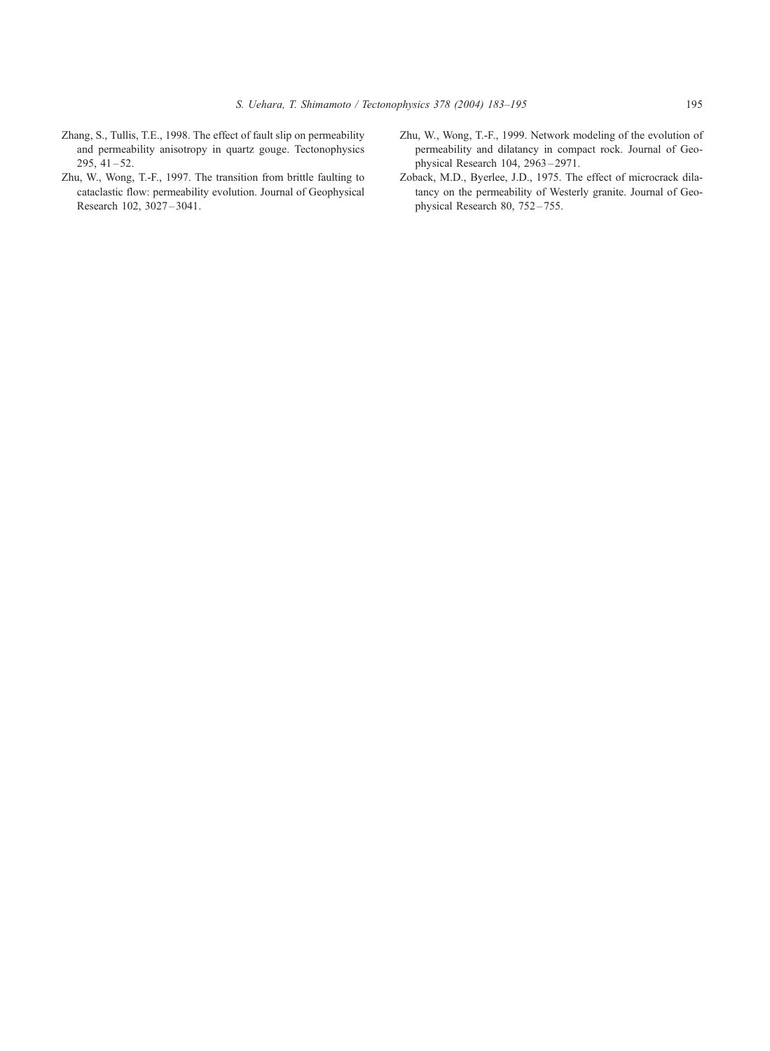Zhang, S., Tullis, T.E., 1998. The effect of fault slip on permeability and permeability anisotropy in quartz gouge. Tectonophysics 295, 41–52.

Zhu, W., Wong, T.-F., 1997. The transition from brittle faulting to cataclastic flow: permeability evolution. Journal of Geophysical Research 102, 3027–3041.

Zhu, W., Wong, T.-F., 1999. Network modeling of the evolution of permeability and dilatancy in compact rock. Journal of Geophysical Research 104, 2963–2971.

Zoback, M.D., Byerlee, J.D., 1975. The effect of microcrack dilatancy on the permeability of Westerly granite. Journal of Geophysical Research 80, 752–755.